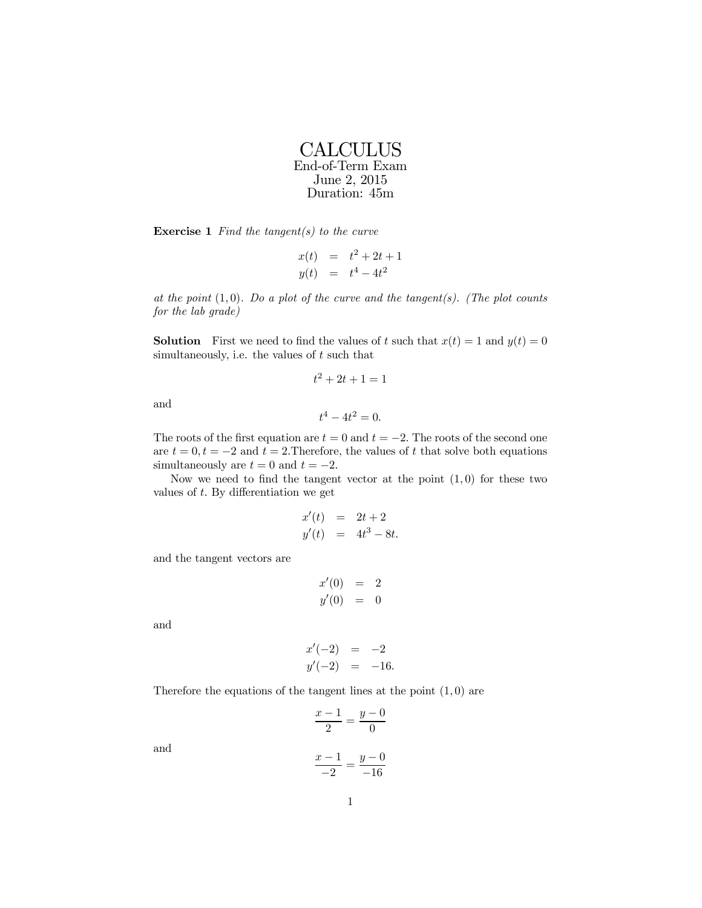# CALCULUS

End-of-Term Exam
June 2, 2015
Duration: 45m

**Exercise 1** *Find the tangent(s) to the curve*

$$
\begin{aligned}
x(t) &= t^2 + 2t + 1 \\
y(t) &= t^4 - 4t^2
\end{aligned}
$$

*at the point* $(1, 0)$*. Do a plot of the curve and the tangent(s). (The plot counts for the lab grade)*

**Solution** First we need to find the values of $t$ such that $x(t) = 1$ and $y(t) = 0$ simultaneously, i.e. the values of $t$ such that

$$t^2 + 2t + 1 = 1$$

and

$$t^4 - 4t^2 = 0.$$

The roots of the first equation are $t = 0$ and $t = -2$. The roots of the second one are $t = 0, t = -2$ and $t = 2$.Therefore, the values of $t$ that solve both equations simultaneously are $t = 0$ and $t = -2$.

Now we need to find the tangent vector at the point $(1, 0)$ for these two values of $t$. By differentiation we get

$$
\begin{aligned}
x'(t) &= 2t + 2 \\
y'(t) &= 4t^3 - 8t.
\end{aligned}
$$

and the tangent vectors are

$$
\begin{aligned}
x'(0) &= 2 \\
y'(0) &= 0
\end{aligned}
$$

and

$$
\begin{aligned}
x'(-2) &= -2 \\
y'(-2) &= -16.
\end{aligned}
$$

Therefore the equations of the tangent lines at the point $(1, 0)$ are

$$\frac{x - 1}{2} = \frac{y - 0}{0}$$

and

$$\frac{x - 1}{-2} = \frac{y - 0}{-16}$$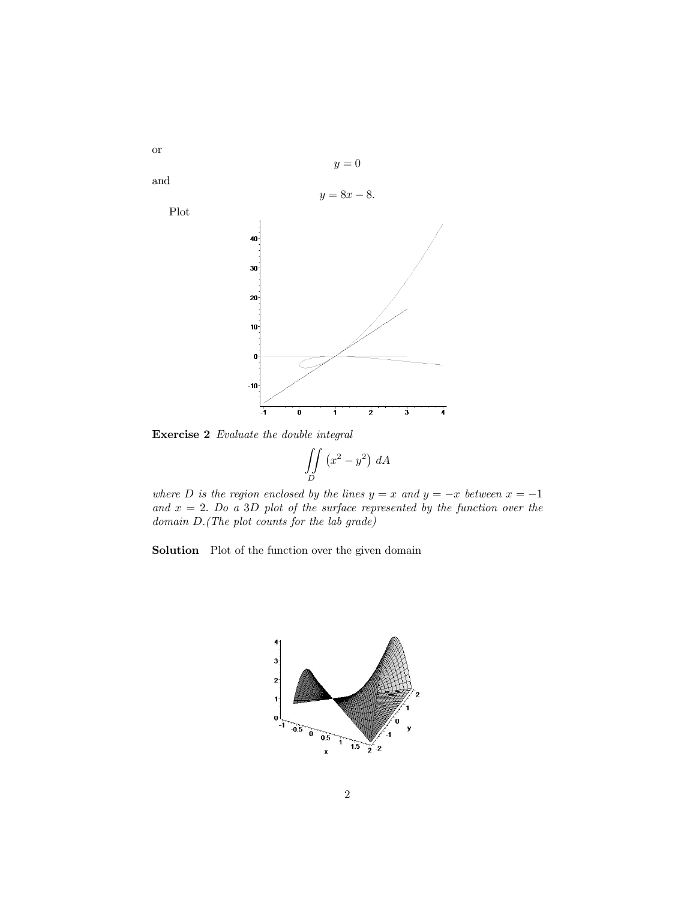or

$$y = 0$$

and

$$y = 8x - 8.$$

Plot

**Exercise 2** *Evaluate the double integral*

$$\iint\limits_{D} \left(x^2 - y^2\right) \, dA$$

*where $D$ is the region enclosed by the lines $y = x$ and $y = -x$ between $x = -1$ and $x = 2$. Do a 3D plot of the surface represented by the function over the domain $D$.(The plot counts for the lab grade)*

**Solution** Plot of the function over the given domain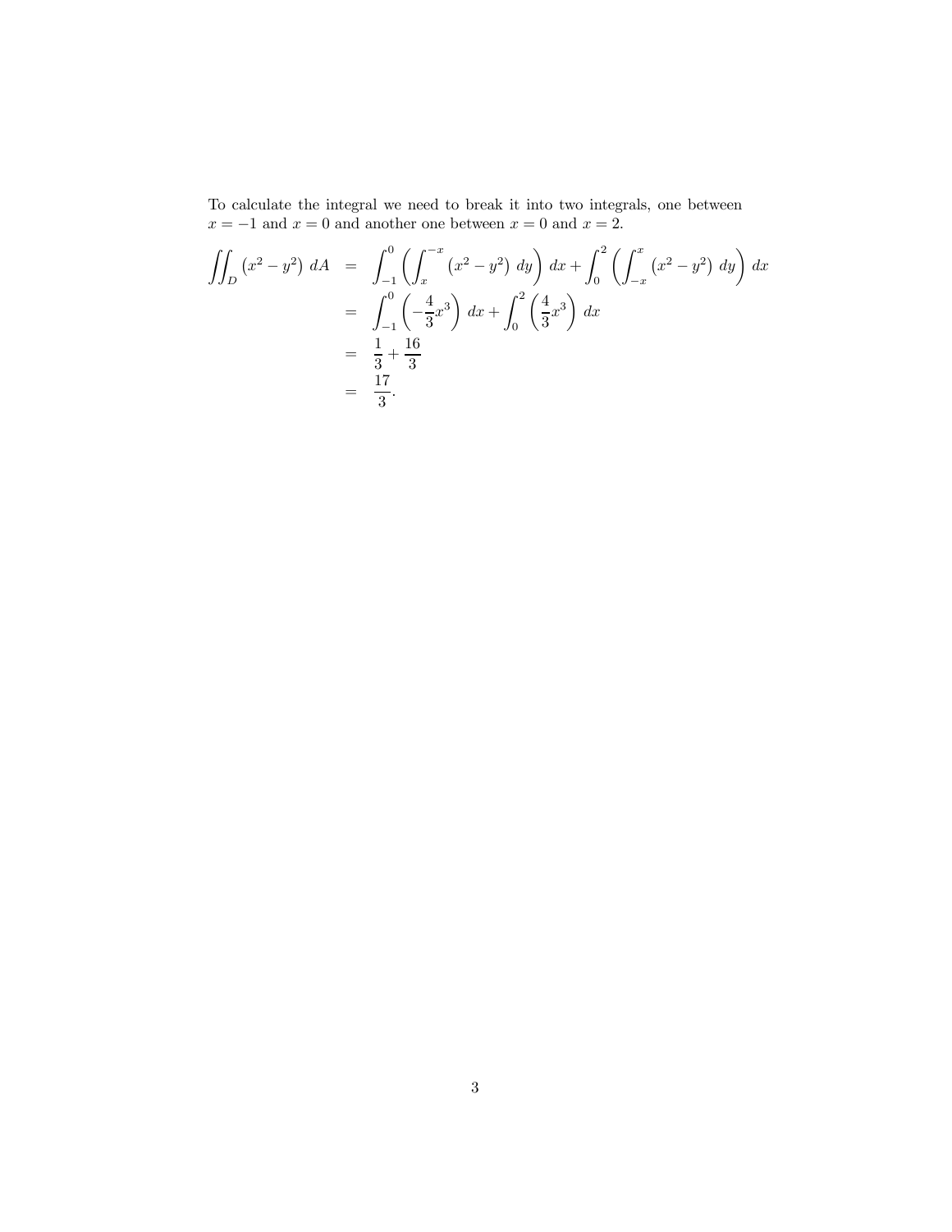To calculate the integral we need to break it into two integrals, one between $x = -1$ and $x = 0$ and another one between $x = 0$ and $x = 2$.

$$
\begin{aligned}
\iint_D \left(x^2 - y^2\right)\, dA &= \int_{-1}^{0} \left( \int_{x}^{-x} \left(x^2 - y^2\right)\, dy \right) dx + \int_{0}^{2} \left( \int_{-x}^{x} \left(x^2 - y^2\right)\, dy \right) dx \\
&= \int_{-1}^{0} \left( -\frac{4}{3}x^3 \right) dx + \int_{0}^{2} \left( \frac{4}{3}x^3 \right) dx \\
&= \frac{1}{3} + \frac{16}{3} \\
&= \frac{17}{3}.
\end{aligned}
$$